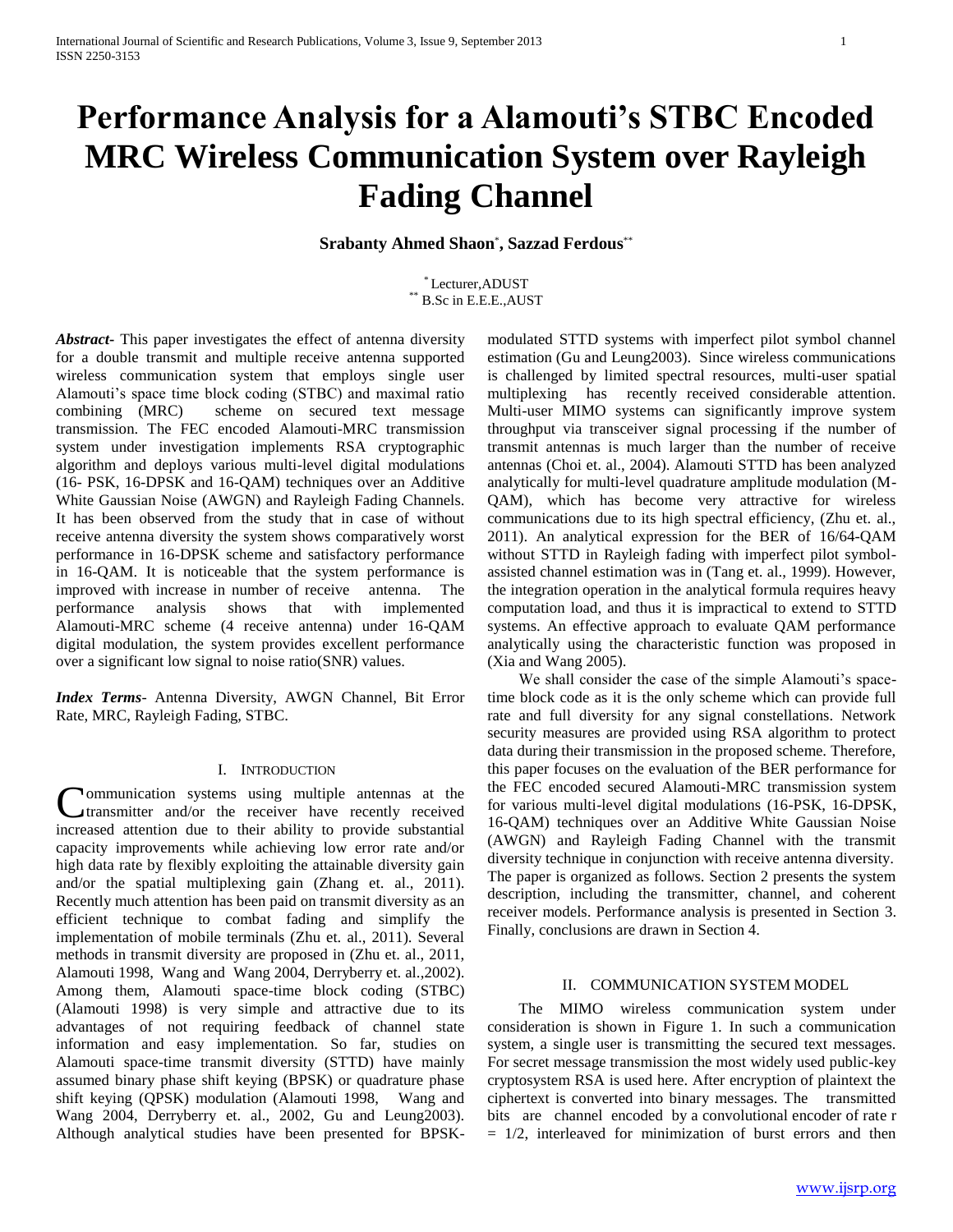# Performance Analysis for a Alamouti's STBC Encoded MRC Wireless Communication System over Rayleigh Fading Channel

**Srabanty Ahmed Shaon[*], Sazzad Ferdous[**]**

[*] Lecturer,ADUST
[**] B.Sc in E.E.E.,AUST

***Abstract-*** This paper investigates the effect of antenna diversity for a double transmit and multiple receive antenna supported wireless communication system that employs single user Alamouti's space time block coding (STBC) and maximal ratio combining (MRC) scheme on secured text message transmission. The FEC encoded Alamouti-MRC transmission system under investigation implements RSA cryptographic algorithm and deploys various multi-level digital modulations (16- PSK, 16-DPSK and 16-QAM) techniques over an Additive White Gaussian Noise (AWGN) and Rayleigh Fading Channels. It has been observed from the study that in case of without receive antenna diversity the system shows comparatively worst performance in 16-DPSK scheme and satisfactory performance in 16-QAM. It is noticeable that the system performance is improved with increase in number of receive antenna. The performance analysis shows that with implemented Alamouti-MRC scheme (4 receive antenna) under 16-QAM digital modulation, the system provides excellent performance over a significant low signal to noise ratio(SNR) values.

***Index Terms-*** Antenna Diversity, AWGN Channel, Bit Error Rate, MRC, Rayleigh Fading, STBC.

## I. Introduction

Communication systems using multiple antennas at the transmitter and/or the receiver have recently received increased attention due to their ability to provide substantial capacity improvements while achieving low error rate and/or high data rate by flexibly exploiting the attainable diversity gain and/or the spatial multiplexing gain (Zhang et. al., 2011). Recently much attention has been paid on transmit diversity as an efficient technique to combat fading and simplify the implementation of mobile terminals (Zhu et. al., 2011). Several methods in transmit diversity are proposed in (Zhu et. al., 2011, Alamouti 1998, Wang and Wang 2004, Derryberry et. al.,2002). Among them, Alamouti space-time block coding (STBC) (Alamouti 1998) is very simple and attractive due to its advantages of not requiring feedback of channel state information and easy implementation. So far, studies on Alamouti space-time transmit diversity (STTD) have mainly assumed binary phase shift keying (BPSK) or quadrature phase shift keying (QPSK) modulation (Alamouti 1998, Wang and Wang 2004, Derryberry et. al., 2002, Gu and Leung2003). Although analytical studies have been presented for BPSK-modulated STTD systems with imperfect pilot symbol channel estimation (Gu and Leung2003). Since wireless communications is challenged by limited spectral resources, multi-user spatial multiplexing has recently received considerable attention. Multi-user MIMO systems can significantly improve system throughput via transceiver signal processing if the number of transmit antennas is much larger than the number of receive antennas (Choi et. al., 2004). Alamouti STTD has been analyzed analytically for multi-level quadrature amplitude modulation (M-QAM), which has become very attractive for wireless communications due to its high spectral efficiency, (Zhu et. al., 2011). An analytical expression for the BER of 16/64-QAM without STTD in Rayleigh fading with imperfect pilot symbol-assisted channel estimation was in (Tang et. al., 1999). However, the integration operation in the analytical formula requires heavy computation load, and thus it is impractical to extend to STTD systems. An effective approach to evaluate QAM performance analytically using the characteristic function was proposed in (Xia and Wang 2005).

We shall consider the case of the simple Alamouti's space-time block code as it is the only scheme which can provide full rate and full diversity for any signal constellations. Network security measures are provided using RSA algorithm to protect data during their transmission in the proposed scheme. Therefore, this paper focuses on the evaluation of the BER performance for the FEC encoded secured Alamouti-MRC transmission system for various multi-level digital modulations (16-PSK, 16-DPSK, 16-QAM) techniques over an Additive White Gaussian Noise (AWGN) and Rayleigh Fading Channel with the transmit diversity technique in conjunction with receive antenna diversity. The paper is organized as follows. Section 2 presents the system description, including the transmitter, channel, and coherent receiver models. Performance analysis is presented in Section 3. Finally, conclusions are drawn in Section 4.

## II. Communication System Model

The MIMO wireless communication system under consideration is shown in Figure 1. In such a communication system, a single user is transmitting the secured text messages. For secret message transmission the most widely used public-key cryptosystem RSA is used here. After encryption of plaintext the ciphertext is converted into binary messages. The transmitted bits are channel encoded by a convolutional encoder of rate $r = 1/2$, interleaved for minimization of burst errors and then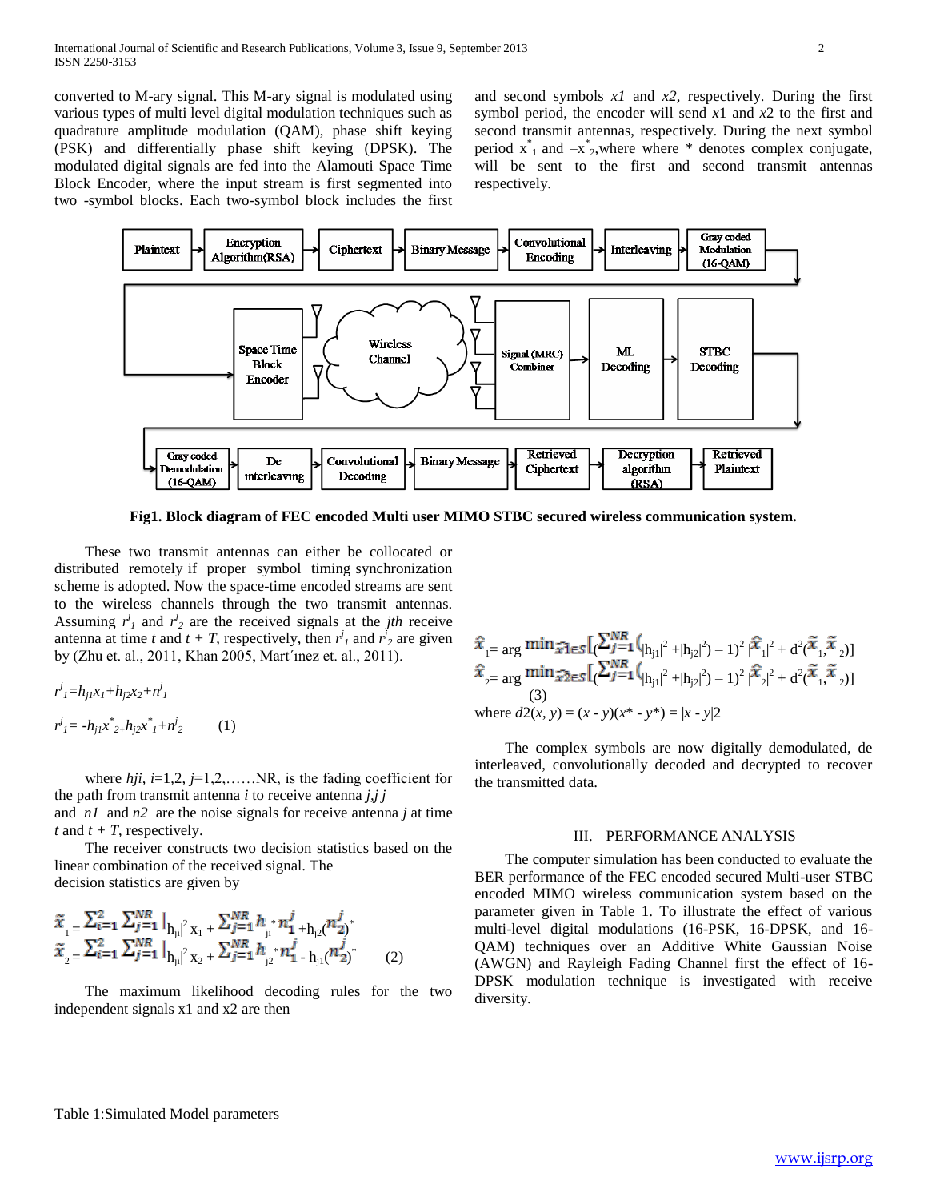converted to M-ary signal. This M-ary signal is modulated using various types of multi level digital modulation techniques such as quadrature amplitude modulation (QAM), phase shift keying (PSK) and differentially phase shift keying (DPSK). The modulated digital signals are fed into the Alamouti Space Time Block Encoder, where the input stream is first segmented into two -symbol blocks. Each two-symbol block includes the first and second symbols *x1* and *x2*, respectively. During the first symbol period, the encoder will send *x*1 and *x*2 to the first and second transmit antennas, respectively. During the next symbol period $x^*_1$ and $-x^*_2$, where where * denotes complex conjugate, will be sent to the first and second transmit antennas respectively.

**Fig1. Block diagram of FEC encoded Multi user MIMO STBC secured wireless communication system.**

These two transmit antennas can either be collocated or distributed remotely if proper symbol timing synchronization scheme is adopted. Now the space-time encoded streams are sent to the wireless channels through the two transmit antennas. Assuming $r^j_1$ and $r^j_2$ are the received signals at the *jth* receive antenna at time *t* and *t* + *T*, respectively, then $r^j_1$ and $r^j_2$ are given by (Zhu et. al., 2011, Khan 2005, Mart´ınez et. al., 2011).

$$r^j_1 = h_{j1}x_1 + h_{j2}x_2 + n^j_1$$

$$r^j_1 = -h_{j1}x^*_2 + h_{j2}x^*_1 + n^j_2 \qquad (1)$$

where *hji*, *i*=1,2, *j*=1,2,……NR, is the fading coefficient for the path from transmit antenna *i* to receive antenna *j,j j* and *n1* and *n2* are the noise signals for receive antenna *j* at time *t* and *t* + *T*, respectively.

The receiver constructs two decision statistics based on the linear combination of the received signal. The decision statistics are given by

$$\tilde{x}_1 = \sum_{i=1}^{2}\sum_{j=1}^{NR} |h_{ji}|^2 x_1 + \sum_{j=1}^{NR} h_{ji}{}^* n_1^j + h_{j2}(n_2^j)^*$$

$$\tilde{x}_2 = \sum_{i=1}^{2}\sum_{j=1}^{NR} |h_{ji}|^2 x_2 + \sum_{j=1}^{NR} h_{j2}{}^* n_1^j - h_{j1}(n_2^j)^* \qquad (2)$$

The maximum likelihood decoding rules for the two independent signals x1 and x2 are then

$$\hat{x}_1 = \arg\min_{\hat{x}_1 \in S}\left[\left(\sum_{j=1}^{NR}(|h_{j1}|^2 + |h_{j2}|^2) - 1\right)^2 |\hat{x}_1|^2 + d^2(\tilde{x}_1, \tilde{x}_2)\right]$$

$$\hat{x}_2 = \arg\min_{\hat{x}_2 \in S}\left[\left(\sum_{j=1}^{NR}(|h_{j1}|^2 + |h_{j2}|^2) - 1\right)^2 |\hat{x}_2|^2 + d^2(\tilde{x}_1, \tilde{x}_2)\right] \qquad (3)$$

where $d2(x, y) = (x - y)(x^* - y^*) = |x - y|2$

The complex symbols are now digitally demodulated, de interleaved, convolutionally decoded and decrypted to recover the transmitted data.

## III. PERFORMANCE ANALYSIS

The computer simulation has been conducted to evaluate the BER performance of the FEC encoded secured Multi-user STBC encoded MIMO wireless communication system based on the parameter given in Table 1. To illustrate the effect of various multi-level digital modulations (16-PSK, 16-DPSK, and 16-QAM) techniques over an Additive White Gaussian Noise (AWGN) and Rayleigh Fading Channel first the effect of 16-DPSK modulation technique is investigated with receive diversity.

Table 1:Simulated Model parameters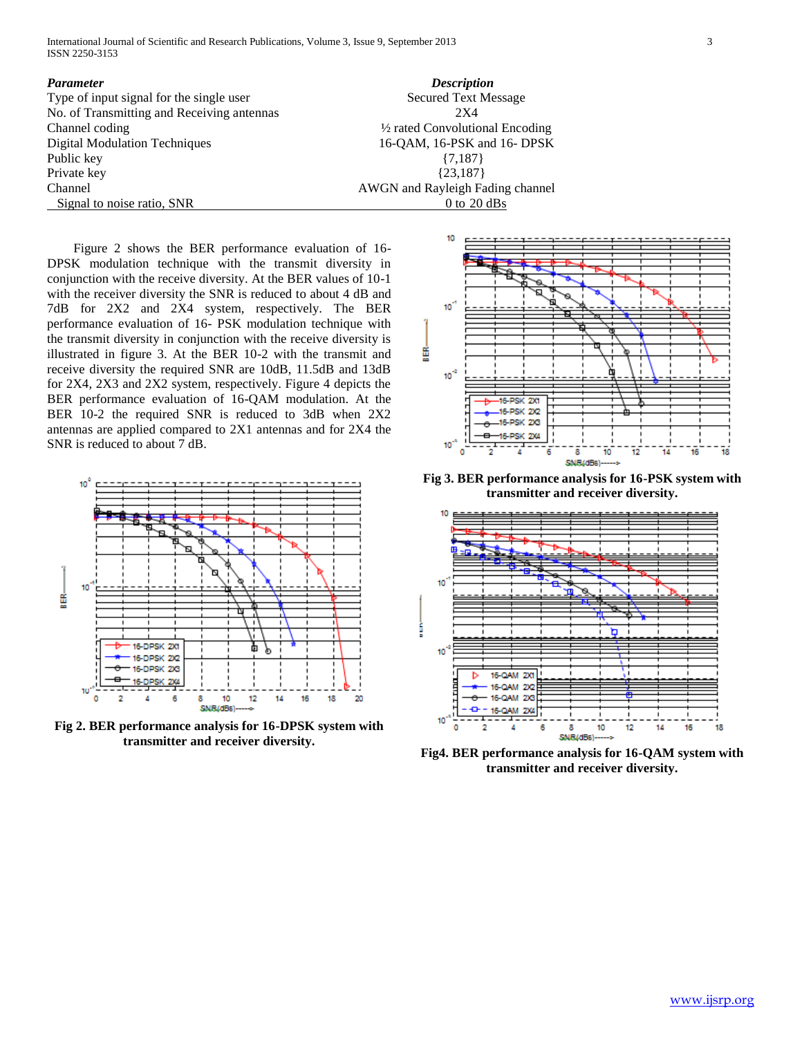| *Parameter* | *Description* |
|---|---|
| Type of input signal for the single user | Secured Text Message |
| No. of Transmitting and Receiving antennas | 2X4 |
| Channel coding | ½ rated Convolutional Encoding |
| Digital Modulation Techniques | 16-QAM, 16-PSK and 16- DPSK |
| Public key | {7,187} |
| Private key | {23,187} |
| Channel | AWGN and Rayleigh Fading channel |
| Signal to noise ratio, SNR | 0 to 20 dBs |

Figure 2 shows the BER performance evaluation of 16-DPSK modulation technique with the transmit diversity in conjunction with the receive diversity. At the BER values of 10-1 with the receiver diversity the SNR is reduced to about 4 dB and 7dB for 2X2 and 2X4 system, respectively. The BER performance evaluation of 16- PSK modulation technique with the transmit diversity in conjunction with the receive diversity is illustrated in figure 3. At the BER 10-2 with the transmit and receive diversity the required SNR are 10dB, 11.5dB and 13dB for 2X4, 2X3 and 2X2 system, respectively. Figure 4 depicts the BER performance evaluation of 16-QAM modulation. At the BER 10-2 the required SNR is reduced to 3dB when 2X2 antennas are applied compared to 2X1 antennas and for 2X4 the SNR is reduced to about 7 dB.

**Fig 2. BER performance analysis for 16-DPSK system with transmitter and receiver diversity.**

**Fig 3. BER performance analysis for 16-PSK system with transmitter and receiver diversity.**

**Fig4. BER performance analysis for 16-QAM system with transmitter and receiver diversity.**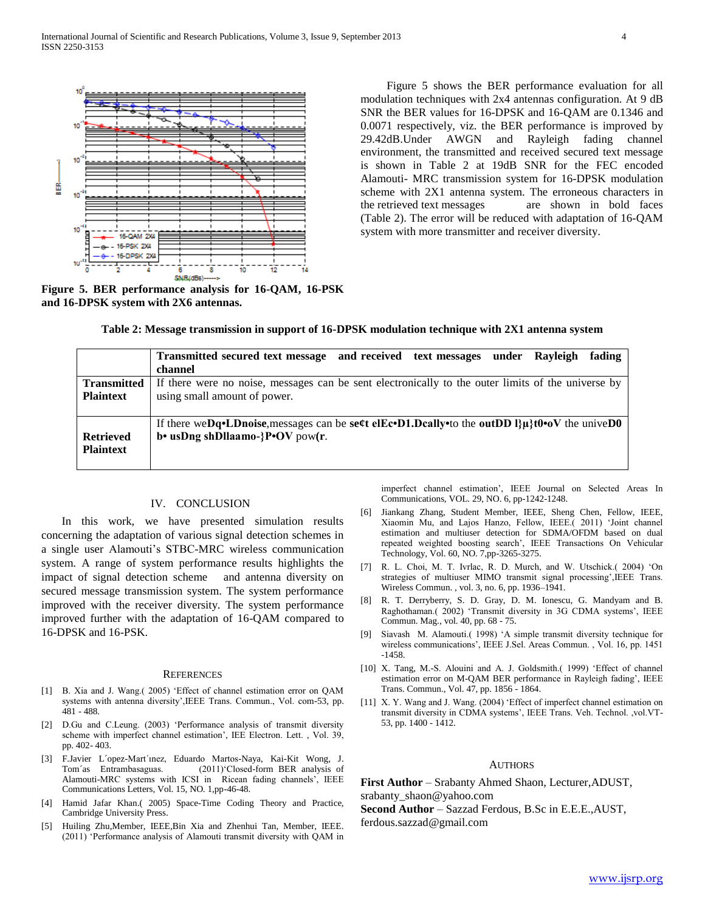Figure 5. BER performance analysis for 16-QAM, 16-PSK and 16-DPSK system with 2X6 antennas.

Figure 5 shows the BER performance evaluation for all modulation techniques with 2x4 antennas configuration. At 9 dB SNR the BER values for 16-DPSK and 16-QAM are 0.1346 and 0.0071 respectively, viz. the BER performance is improved by 29.42dB.Under AWGN and Rayleigh fading channel environment, the transmitted and received secured text message is shown in Table 2 at 19dB SNR for the FEC encoded Alamouti- MRC transmission system for 16-DPSK modulation scheme with 2X1 antenna system. The erroneous characters in the retrieved text messages are shown in bold faces (Table 2). The error will be reduced with adaptation of 16-QAM system with more transmitter and receiver diversity.

**Table 2: Message transmission in support of 16-DPSK modulation technique with 2X1 antenna system**

| | **Transmitted secured text message and received text messages under Rayleigh fading channel** |
|---|---|
| **Transmitted Plaintext** | If there were no noise, messages can be sent electronically to the outer limits of the universe by using small amount of power. |
| **Retrieved Plaintext** | If there we**Dq•LDnoise**,messages can be **se¢t elEc•D1.Dcally•**to the **outDD l}µ}t0•oV** the unive**D0 b• usDng shDllaamo-}P•OV** pow**(r**. |

## IV. CONCLUSION

In this work, we have presented simulation results concerning the adaptation of various signal detection schemes in a single user Alamouti's STBC-MRC wireless communication system. A range of system performance results highlights the impact of signal detection scheme and antenna diversity on secured message transmission system. The system performance improved with the receiver diversity. The system performance improved further with the adaptation of 16-QAM compared to 16-DPSK and 16-PSK.

## REFERENCES

[1] B. Xia and J. Wang.( 2005) 'Effect of channel estimation error on QAM systems with antenna diversity',IEEE Trans. Commun., Vol. com-53, pp. 481 - 488.

[2] D.Gu and C.Leung. (2003) 'Performance analysis of transmit diversity scheme with imperfect channel estimation', IEE Electron. Lett. , Vol. 39, pp. 402- 403.

[3] F.Javier L´opez-Mart´ınez, Eduardo Martos-Naya, Kai-Kit Wong, J. Tom´as Entrambasaguas. (2011)'Closed-form BER analysis of Alamouti-MRC systems with ICSI in Ricean fading channels', IEEE Communications Letters, Vol. 15, NO. 1,pp-46-48.

[4] Hamid Jafar Khan.( 2005) Space-Time Coding Theory and Practice, Cambridge University Press.

[5] Huiling Zhu,Member, IEEE,Bin Xia and Zhenhui Tan, Member, IEEE. (2011) 'Performance analysis of Alamouti transmit diversity with QAM in imperfect channel estimation', IEEE Journal on Selected Areas In Communications, VOL. 29, NO. 6, pp-1242-1248.

[6] Jiankang Zhang, Student Member, IEEE, Sheng Chen, Fellow, IEEE, Xiaomin Mu, and Lajos Hanzo, Fellow, IEEE.( 2011) 'Joint channel estimation and multiuser detection for SDMA/OFDM based on dual repeated weighted boosting search', IEEE Transactions On Vehicular Technology, Vol. 60, NO. 7,pp-3265-3275.

[7] R. L. Choi, M. T. Ivrlac, R. D. Murch, and W. Utschick.( 2004) 'On strategies of multiuser MIMO transmit signal processing',IEEE Trans. Wireless Commun. , vol. 3, no. 6, pp. 1936–1941.

[8] R. T. Derryberry, S. D. Gray, D. M. Ionescu, G. Mandyam and B. Raghothaman.( 2002) 'Transmit diversity in 3G CDMA systems', IEEE Commun. Mag., vol. 40, pp. 68 - 75.

[9] Siavash M. Alamouti.( 1998) 'A simple transmit diversity technique for wireless communications', IEEE J.Sel. Areas Commun. , Vol. 16, pp. 1451 -1458.

[10] X. Tang, M.-S. Alouini and A. J. Goldsmith.( 1999) 'Effect of channel estimation error on M-QAM BER performance in Rayleigh fading', IEEE Trans. Commun., Vol. 47, pp. 1856 - 1864.

[11] X. Y. Wang and J. Wang. (2004) 'Effect of imperfect channel estimation on transmit diversity in CDMA systems', IEEE Trans. Veh. Technol. ,vol.VT-53, pp. 1400 - 1412.

## AUTHORS

**First Author** – Srabanty Ahmed Shaon, Lecturer,ADUST, srabanty_shaon@yahoo.com

**Second Author** – Sazzad Ferdous, B.Sc in E.E.E.,AUST, ferdous.sazzad@gmail.com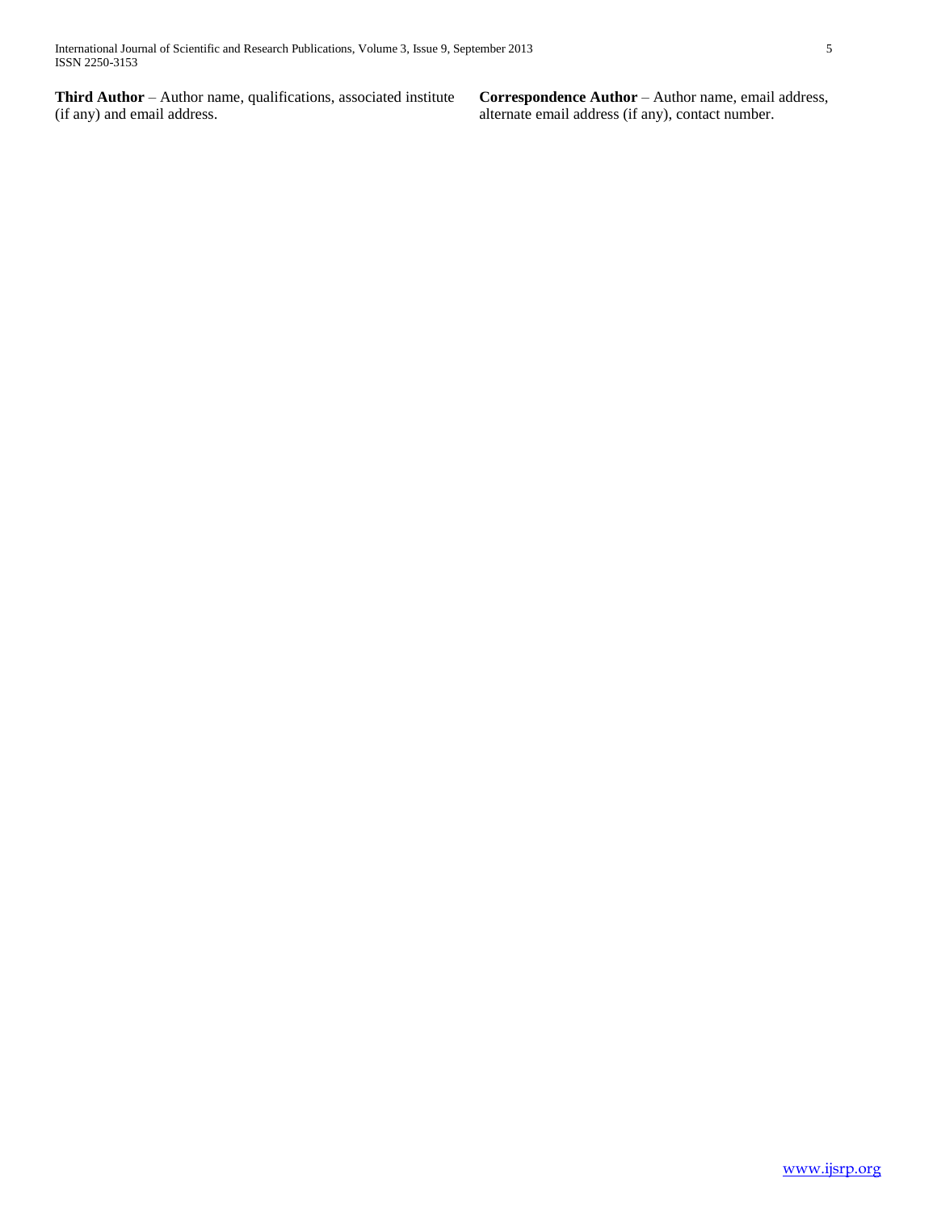**Third Author** – Author name, qualifications, associated institute (if any) and email address.

**Correspondence Author** – Author name, email address, alternate email address (if any), contact number.